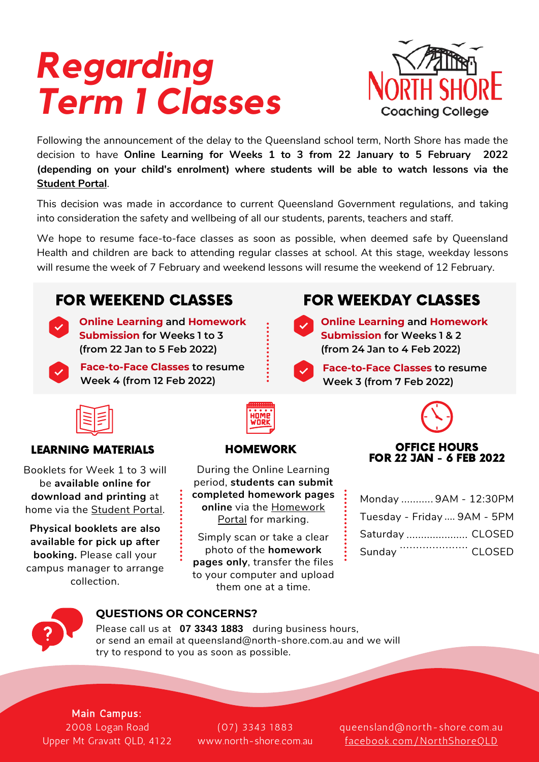# Regarding Term 1 Classes

NORTH SHORE Coaching College

Following the announcement of the delay to the Queensland school term, North Shore has made the decision to have **Online Learning for Weeks 1 to 3 from 22 January to 5 February 2022 (depending on your child's enrolment) where students will be able to watch lessons via the Student Portal**.

This decision was made in accordance to current Queensland Government regulations, and taking into consideration the safety and wellbeing of all our students, parents, teachers and staff.

We hope to resume face-to-face classes as soon as possible, when deemed safe by Queensland Health and children are back to attending regular classes at school. At this stage, weekday lessons will resume the week of 7 February and weekend lessons will resume the weekend of 12 February.

## FOR WEEKEND CLASSES

- **Online Learning and Homework Submission for Weeks 1 to 3 (from 22 Jan to 5 Feb 2022)**
- **Face-to-Face Classes to resume Week 4 (from 12 Feb 2022)**

## FOR WEEKDAY CLASSES

- **Online Learning and Homework Submission for Weeks 1 & 2 (from 24 Jan to 4 Feb 2022)**
- **Face-to-Face Classes to resume Week 3 (from 7 Feb 2022)**

### LEARNING MATERIALS

Booklets for Week 1 to 3 will be **available online for download and printing** at home via the Student Portal.

**Physical booklets are also available for pick up after booking.** Please call your campus manager to arrange collection.

### HOMEWORK

During the Online Learning period, **students can submit completed homework pages online** via the Homework Portal for marking.

Simply scan or take a clear photo of the **homework pages only**, transfer the files to your computer and upload them one at a time.

### OFFICE HOURS FOR 22 JAN - 6 FEB 2022

| Day | Hours |
| --- | --- |
| Monday | 9AM - 12:30PM |
| Tuesday - Friday | 9AM - 5PM |
| Saturday | CLOSED |
| Sunday | CLOSED |

### QUESTIONS OR CONCERNS?

Please call us at **07 3343 1883** during business hours, or send an email at queensland@north-shore.com.au and we will try to respond to you as soon as possible.

**Main Campus:**
2008 Logan Road
Upper Mt Gravatt QLD, 4122

(07) 3343 1883
www.north-shore.com.au

queensland@north-shore.com.au
facebook.com/NorthShoreQLD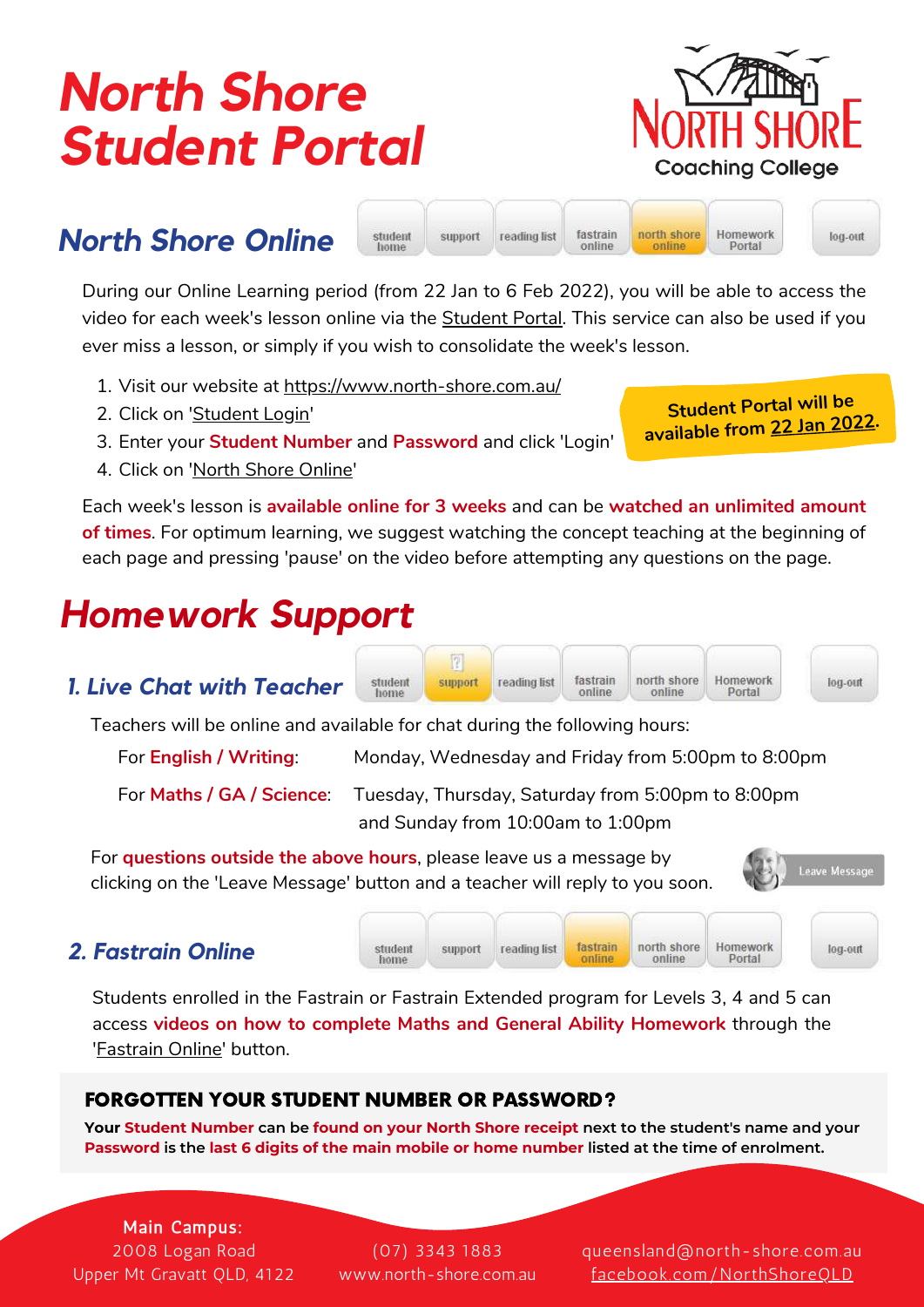# North Shore Student Portal

NORTH SHORE Coaching College

## North Shore Online

student home | support | reading list | fastrain online | north shore online | Homework Portal | log-out

During our Online Learning period (from 22 Jan to 6 Feb 2022), you will be able to access the video for each week's lesson online via the Student Portal. This service can also be used if you ever miss a lesson, or simply if you wish to consolidate the week's lesson.

1. Visit our website at https://www.north-shore.com.au/
2. Click on 'Student Login'
3. Enter your **Student Number** and **Password** and click 'Login'
4. Click on 'North Shore Online'

**Student Portal will be available from 22 Jan 2022.**

Each week's lesson is **available online for 3 weeks** and can be **watched an unlimited amount of times**. For optimum learning, we suggest watching the concept teaching at the beginning of each page and pressing 'pause' on the video before attempting any questions on the page.

# Homework Support

### 1. Live Chat with Teacher

student home | support | reading list | fastrain online | north shore online | Homework Portal | log-out

Teachers will be online and available for chat during the following hours:

For **English / Writing**: Monday, Wednesday and Friday from 5:00pm to 8:00pm

For **Maths / GA / Science**: Tuesday, Thursday, Saturday from 5:00pm to 8:00pm and Sunday from 10:00am to 1:00pm

For **questions outside the above hours**, please leave us a message by clicking on the 'Leave Message' button and a teacher will reply to you soon.

Leave Message

### 2. Fastrain Online

student home | support | reading list | fastrain online | north shore online | Homework Portal | log-out

Students enrolled in the Fastrain or Fastrain Extended program for Levels 3, 4 and 5 can access **videos on how to complete Maths and General Ability Homework** through the 'Fastrain Online' button.

### FORGOTTEN YOUR STUDENT NUMBER OR PASSWORD?

**Your Student Number can be found on your North Shore receipt next to the student's name and your Password is the last 6 digits of the main mobile or home number listed at the time of enrolment.**

**Main Campus:**
2008 Logan Road
Upper Mt Gravatt QLD, 4122

(07) 3343 1883
www.north-shore.com.au

queensland@north-shore.com.au
facebook.com/NorthShoreQLD